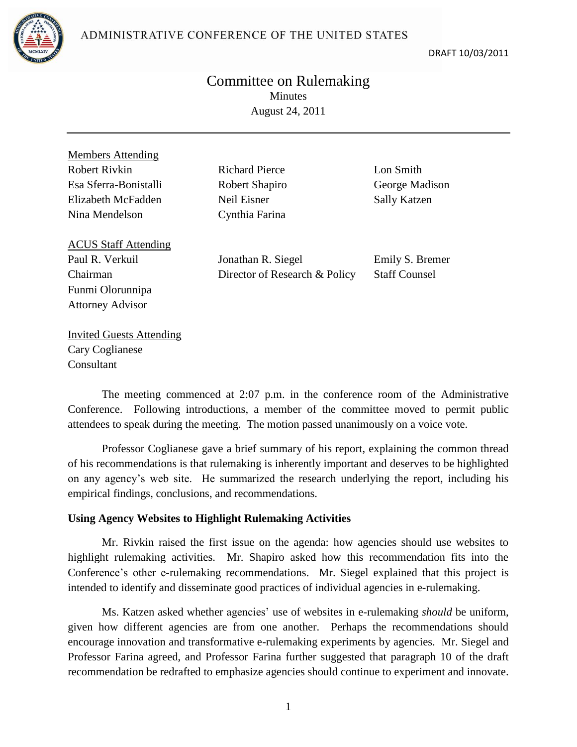ADMINISTRATIVE CONFERENCE OF THE UNITED STATES

DRAFT 10/03/2011

# Committee on Rulemaking

Minutes

August 24, 2011

---

Members Attending

| | | |
|---|---|---|
| Robert Rivkin | Richard Pierce | Lon Smith |
| Esa Sferra-Bonistalli | Robert Shapiro | George Madison |
| Elizabeth McFadden | Neil Eisner | Sally Katzen |
| Nina Mendelson | Cynthia Farina | |

ACUS Staff Attending

| | | |
|---|---|---|
| Paul R. Verkuil<br>Chairman | Jonathan R. Siegel<br>Director of Research & Policy | Emily S. Bremer<br>Staff Counsel |
| Funmi Olorunnipa<br>Attorney Advisor | | |

Invited Guests Attending

Cary Coglianese
Consultant

The meeting commenced at 2:07 p.m. in the conference room of the Administrative Conference. Following introductions, a member of the committee moved to permit public attendees to speak during the meeting. The motion passed unanimously on a voice vote.

Professor Coglianese gave a brief summary of his report, explaining the common thread of his recommendations is that rulemaking is inherently important and deserves to be highlighted on any agency's web site. He summarized the research underlying the report, including his empirical findings, conclusions, and recommendations.

**Using Agency Websites to Highlight Rulemaking Activities**

Mr. Rivkin raised the first issue on the agenda: how agencies should use websites to highlight rulemaking activities. Mr. Shapiro asked how this recommendation fits into the Conference's other e-rulemaking recommendations. Mr. Siegel explained that this project is intended to identify and disseminate good practices of individual agencies in e-rulemaking.

Ms. Katzen asked whether agencies' use of websites in e-rulemaking *should* be uniform, given how different agencies are from one another. Perhaps the recommendations should encourage innovation and transformative e-rulemaking experiments by agencies. Mr. Siegel and Professor Farina agreed, and Professor Farina further suggested that paragraph 10 of the draft recommendation be redrafted to emphasize agencies should continue to experiment and innovate.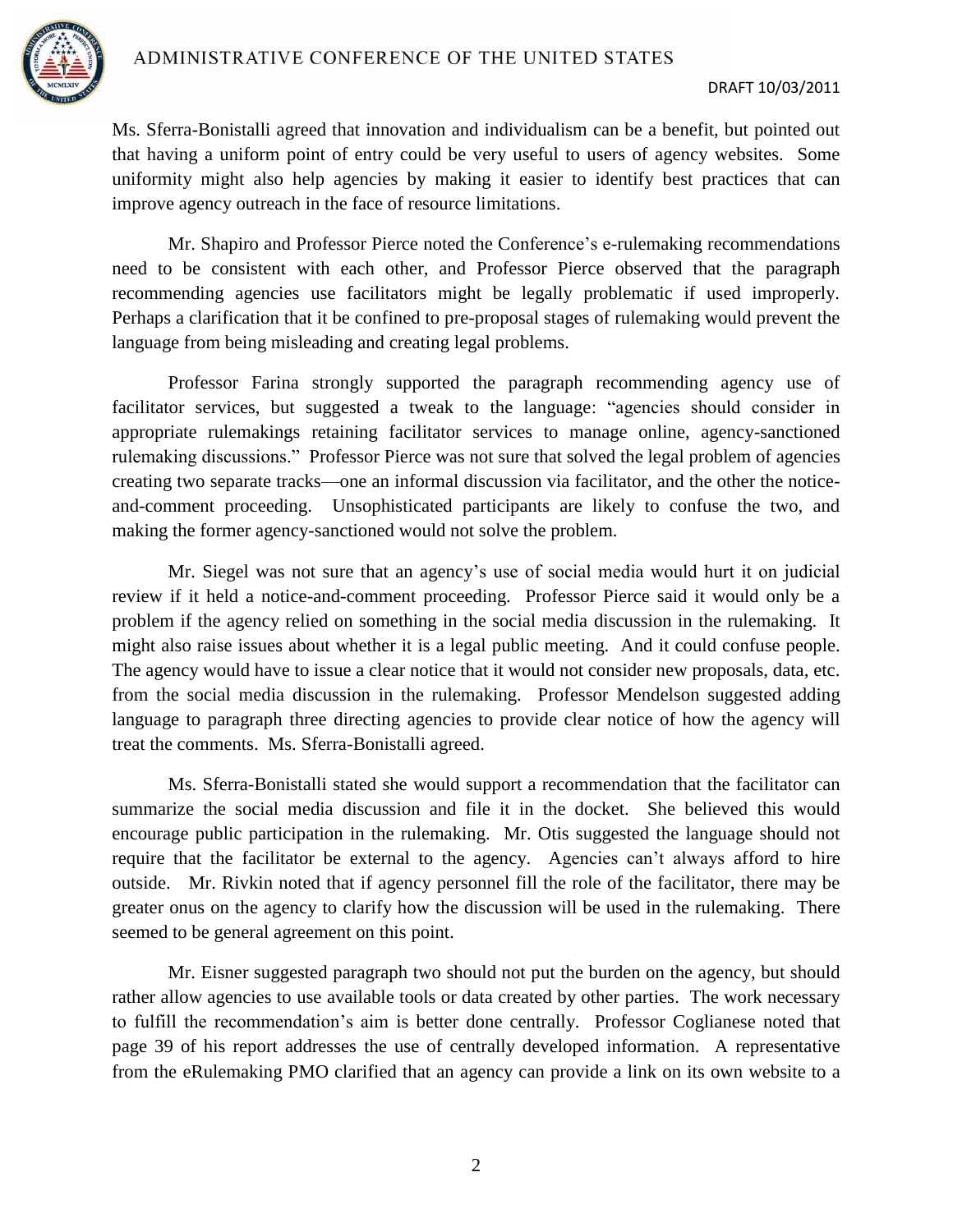Ms. Sferra-Bonistalli agreed that innovation and individualism can be a benefit, but pointed out that having a uniform point of entry could be very useful to users of agency websites. Some uniformity might also help agencies by making it easier to identify best practices that can improve agency outreach in the face of resource limitations.

Mr. Shapiro and Professor Pierce noted the Conference's e-rulemaking recommendations need to be consistent with each other, and Professor Pierce observed that the paragraph recommending agencies use facilitators might be legally problematic if used improperly. Perhaps a clarification that it be confined to pre-proposal stages of rulemaking would prevent the language from being misleading and creating legal problems.

Professor Farina strongly supported the paragraph recommending agency use of facilitator services, but suggested a tweak to the language: "agencies should consider in appropriate rulemakings retaining facilitator services to manage online, agency-sanctioned rulemaking discussions." Professor Pierce was not sure that solved the legal problem of agencies creating two separate tracks—one an informal discussion via facilitator, and the other the notice-and-comment proceeding. Unsophisticated participants are likely to confuse the two, and making the former agency-sanctioned would not solve the problem.

Mr. Siegel was not sure that an agency's use of social media would hurt it on judicial review if it held a notice-and-comment proceeding. Professor Pierce said it would only be a problem if the agency relied on something in the social media discussion in the rulemaking. It might also raise issues about whether it is a legal public meeting. And it could confuse people. The agency would have to issue a clear notice that it would not consider new proposals, data, etc. from the social media discussion in the rulemaking. Professor Mendelson suggested adding language to paragraph three directing agencies to provide clear notice of how the agency will treat the comments. Ms. Sferra-Bonistalli agreed.

Ms. Sferra-Bonistalli stated she would support a recommendation that the facilitator can summarize the social media discussion and file it in the docket. She believed this would encourage public participation in the rulemaking. Mr. Otis suggested the language should not require that the facilitator be external to the agency. Agencies can't always afford to hire outside. Mr. Rivkin noted that if agency personnel fill the role of the facilitator, there may be greater onus on the agency to clarify how the discussion will be used in the rulemaking. There seemed to be general agreement on this point.

Mr. Eisner suggested paragraph two should not put the burden on the agency, but should rather allow agencies to use available tools or data created by other parties. The work necessary to fulfill the recommendation's aim is better done centrally. Professor Coglianese noted that page 39 of his report addresses the use of centrally developed information. A representative from the eRulemaking PMO clarified that an agency can provide a link on its own website to a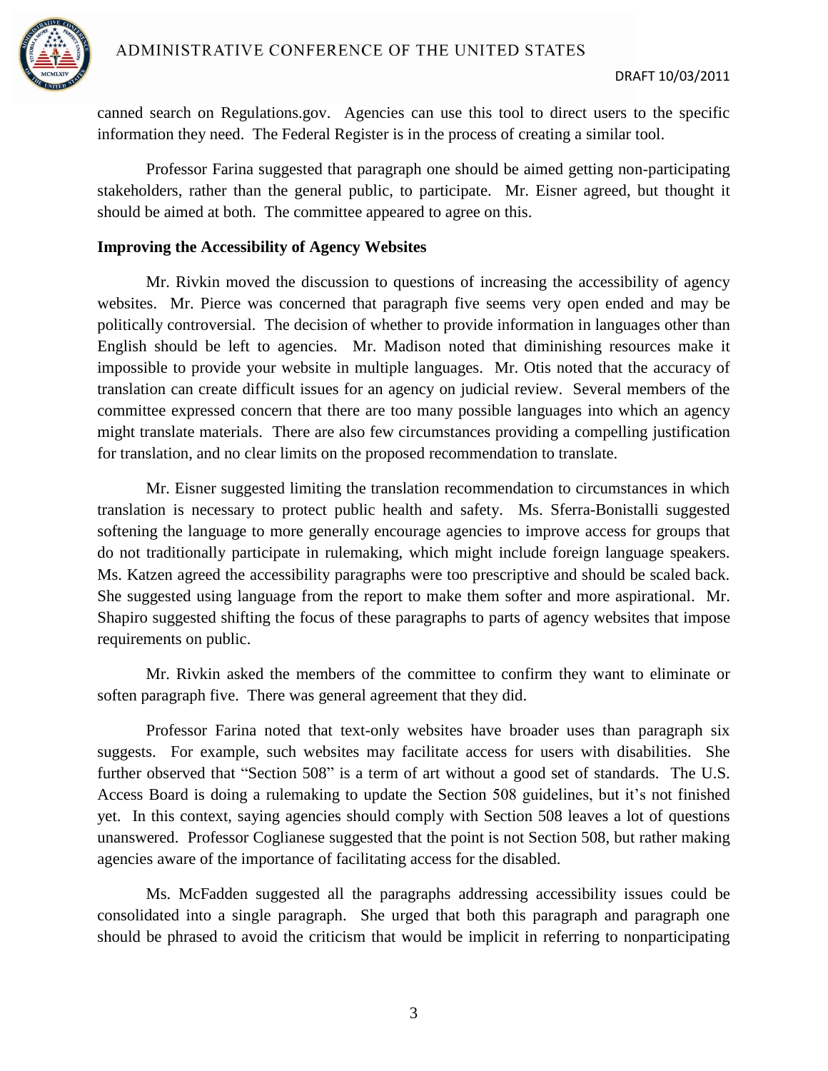canned search on Regulations.gov. Agencies can use this tool to direct users to the specific information they need. The Federal Register is in the process of creating a similar tool.

Professor Farina suggested that paragraph one should be aimed getting non-participating stakeholders, rather than the general public, to participate. Mr. Eisner agreed, but thought it should be aimed at both. The committee appeared to agree on this.

**Improving the Accessibility of Agency Websites**

Mr. Rivkin moved the discussion to questions of increasing the accessibility of agency websites. Mr. Pierce was concerned that paragraph five seems very open ended and may be politically controversial. The decision of whether to provide information in languages other than English should be left to agencies. Mr. Madison noted that diminishing resources make it impossible to provide your website in multiple languages. Mr. Otis noted that the accuracy of translation can create difficult issues for an agency on judicial review. Several members of the committee expressed concern that there are too many possible languages into which an agency might translate materials. There are also few circumstances providing a compelling justification for translation, and no clear limits on the proposed recommendation to translate.

Mr. Eisner suggested limiting the translation recommendation to circumstances in which translation is necessary to protect public health and safety. Ms. Sferra-Bonistalli suggested softening the language to more generally encourage agencies to improve access for groups that do not traditionally participate in rulemaking, which might include foreign language speakers. Ms. Katzen agreed the accessibility paragraphs were too prescriptive and should be scaled back. She suggested using language from the report to make them softer and more aspirational. Mr. Shapiro suggested shifting the focus of these paragraphs to parts of agency websites that impose requirements on public.

Mr. Rivkin asked the members of the committee to confirm they want to eliminate or soften paragraph five. There was general agreement that they did.

Professor Farina noted that text-only websites have broader uses than paragraph six suggests. For example, such websites may facilitate access for users with disabilities. She further observed that "Section 508" is a term of art without a good set of standards. The U.S. Access Board is doing a rulemaking to update the Section 508 guidelines, but it's not finished yet. In this context, saying agencies should comply with Section 508 leaves a lot of questions unanswered. Professor Coglianese suggested that the point is not Section 508, but rather making agencies aware of the importance of facilitating access for the disabled.

Ms. McFadden suggested all the paragraphs addressing accessibility issues could be consolidated into a single paragraph. She urged that both this paragraph and paragraph one should be phrased to avoid the criticism that would be implicit in referring to nonparticipating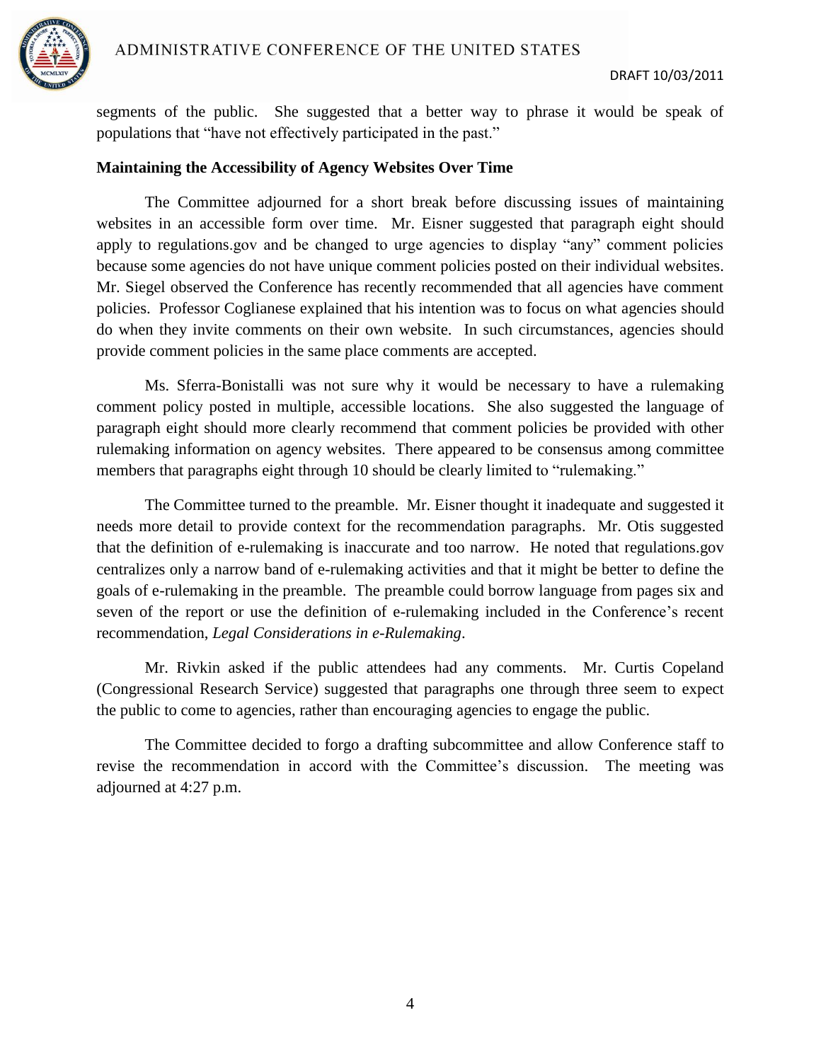segments of the public. She suggested that a better way to phrase it would be speak of populations that "have not effectively participated in the past."

**Maintaining the Accessibility of Agency Websites Over Time**

The Committee adjourned for a short break before discussing issues of maintaining websites in an accessible form over time. Mr. Eisner suggested that paragraph eight should apply to regulations.gov and be changed to urge agencies to display "any" comment policies because some agencies do not have unique comment policies posted on their individual websites. Mr. Siegel observed the Conference has recently recommended that all agencies have comment policies. Professor Coglianese explained that his intention was to focus on what agencies should do when they invite comments on their own website. In such circumstances, agencies should provide comment policies in the same place comments are accepted.

Ms. Sferra-Bonistalli was not sure why it would be necessary to have a rulemaking comment policy posted in multiple, accessible locations. She also suggested the language of paragraph eight should more clearly recommend that comment policies be provided with other rulemaking information on agency websites. There appeared to be consensus among committee members that paragraphs eight through 10 should be clearly limited to "rulemaking."

The Committee turned to the preamble. Mr. Eisner thought it inadequate and suggested it needs more detail to provide context for the recommendation paragraphs. Mr. Otis suggested that the definition of e-rulemaking is inaccurate and too narrow. He noted that regulations.gov centralizes only a narrow band of e-rulemaking activities and that it might be better to define the goals of e-rulemaking in the preamble. The preamble could borrow language from pages six and seven of the report or use the definition of e-rulemaking included in the Conference's recent recommendation, *Legal Considerations in e-Rulemaking*.

Mr. Rivkin asked if the public attendees had any comments. Mr. Curtis Copeland (Congressional Research Service) suggested that paragraphs one through three seem to expect the public to come to agencies, rather than encouraging agencies to engage the public.

The Committee decided to forgo a drafting subcommittee and allow Conference staff to revise the recommendation in accord with the Committee's discussion. The meeting was adjourned at 4:27 p.m.